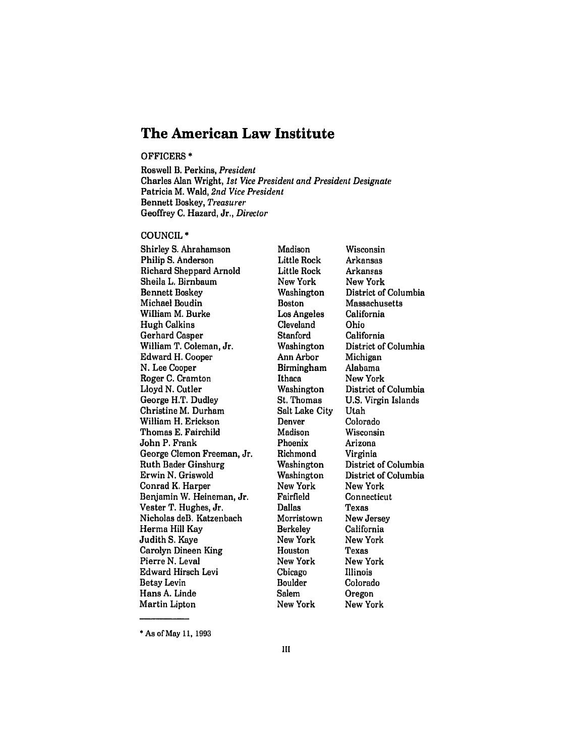# The American Law Institute

OFFICERS *

Roswell B. Perkins, *President*
Charles Alan Wright, *1st Vice President and President Designate*
Patricia M. Wald, *2nd Vice President*
Bennett Boskey, *Treasurer*
Geoffrey C. Hazard, Jr., *Director*

COUNCIL *

| | | |
|---|---|---|
| Shirley S. Ahrahamson | Madison | Wisconsin |
| Philip S. Anderson | Little Rock | Arkansas |
| Richard Sheppard Arnold | Little Rock | Arkansas |
| Sheila L. Birnbaum | New York | New York |
| Bennett Boskey | Washington | District of Columbia |
| Michael Boudin | Boston | Massachusetts |
| William M. Burke | Los Angeles | California |
| Hugh Calkins | Cleveland | Ohio |
| Gerhard Casper | Stanford | California |
| William T. Coleman, Jr. | Washington | District of Columhia |
| Edward H. Cooper | Ann Arbor | Michigan |
| N. Lee Cooper | Birmingham | Alabama |
| Roger C. Cramton | Ithaca | New York |
| Lloyd N. Cutler | Washington | District of Columbia |
| George H.T. Dudley | St. Thomas | U.S. Virgin Islands |
| Christine M. Durham | Salt Lake City | Utah |
| William H. Erickson | Denver | Colorado |
| Thomas E. Fairchild | Madison | Wisconsin |
| John P. Frank | Phoenix | Arizona |
| George Clemon Freeman, Jr. | Richmond | Virginia |
| Ruth Bader Ginshurg | Washington | District of Columbia |
| Erwin N. Griswold | Washington | District of Columbia |
| Conrad K. Harper | New York | New York |
| Benjamin W. Heineman, Jr. | Fairfield | Connecticut |
| Vester T. Hughes, Jr. | Dallas | Texas |
| Nicholas deB. Katzenbach | Morristown | New Jersey |
| Herma Hill Kay | Berkeley | California |
| Judith S. Kaye | New York | New York |
| Carolyn Dineen King | Houston | Texas |
| Pierre N. Leval | New York | New York |
| Edward Hirsch Levi | Cbicago | Illinois |
| Betsy Levin | Boulder | Colorado |
| Hans A. Linde | Salem | Oregon |
| Martin Lipton | New York | New York |

* As of May 11, 1993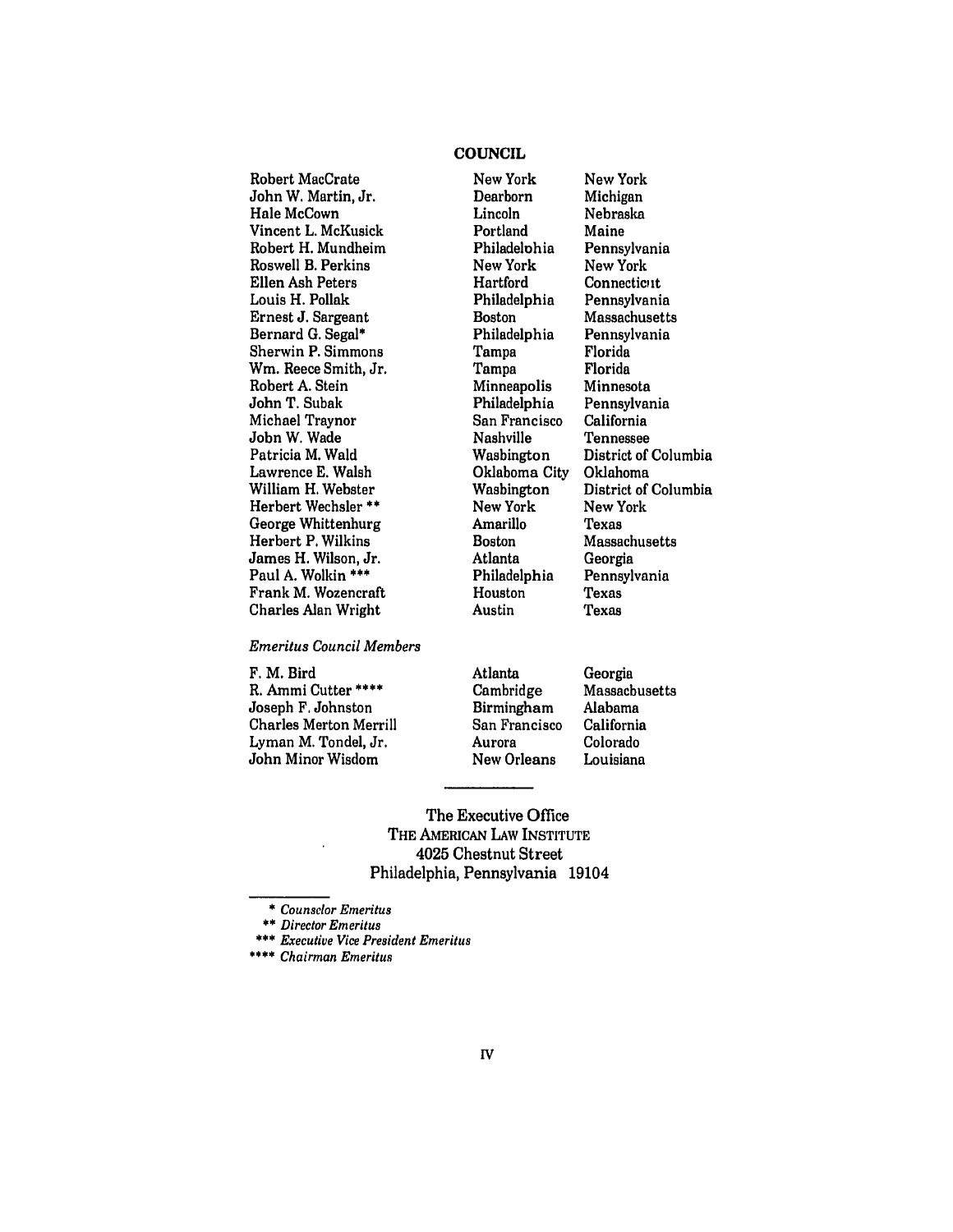## COUNCIL

| | | |
|---|---|---|
| Robert MacCrate | New York | New York |
| John W. Martin, Jr. | Dearborn | Michigan |
| Hale McCown | Lincoln | Nebraska |
| Vincent L. McKusick | Portland | Maine |
| Robert H. Mundheim | Philadelphia | Pennsylvania |
| Roswell B. Perkins | New York | New York |
| Ellen Ash Peters | Hartford | Connecticut |
| Louis H. Pollak | Philadelphia | Pennsylvania |
| Ernest J. Sargeant | Boston | Massachusetts |
| Bernard G. Segal* | Philadelphia | Pennsylvania |
| Sherwin P. Simmons | Tampa | Florida |
| Wm. Reece Smith, Jr. | Tampa | Florida |
| Robert A. Stein | Minneapolis | Minnesota |
| John T. Subak | Philadelphia | Pennsylvania |
| Michael Traynor | San Francisco | California |
| John W. Wade | Nashville | Tennessee |
| Patricia M. Wald | Washington | District of Columbia |
| Lawrence E. Walsh | Oklahoma City | Oklahoma |
| William H. Webster | Washington | District of Columbia |
| Herbert Wechsler ** | New York | New York |
| George Whittenburg | Amarillo | Texas |
| Herbert P. Wilkins | Boston | Massachusetts |
| James H. Wilson, Jr. | Atlanta | Georgia |
| Paul A. Wolkin *** | Philadelphia | Pennsylvania |
| Frank M. Wozencraft | Houston | Texas |
| Charles Alan Wright | Austin | Texas |

*Emeritus Council Members*

| | | |
|---|---|---|
| F. M. Bird | Atlanta | Georgia |
| R. Ammi Cutter **** | Cambridge | Massachusetts |
| Joseph F. Johnston | Birmingham | Alabama |
| Charles Merton Merrill | San Francisco | California |
| Lyman M. Tondel, Jr. | Aurora | Colorado |
| John Minor Wisdom | New Orleans | Louisiana |

---

The Executive Office
THE AMERICAN LAW INSTITUTE
4025 Chestnut Street
Philadelphia, Pennsylvania 19104

\* *Counselor Emeritus*
** *Director Emeritus*
*** *Executive Vice President Emeritus*
**** *Chairman Emeritus*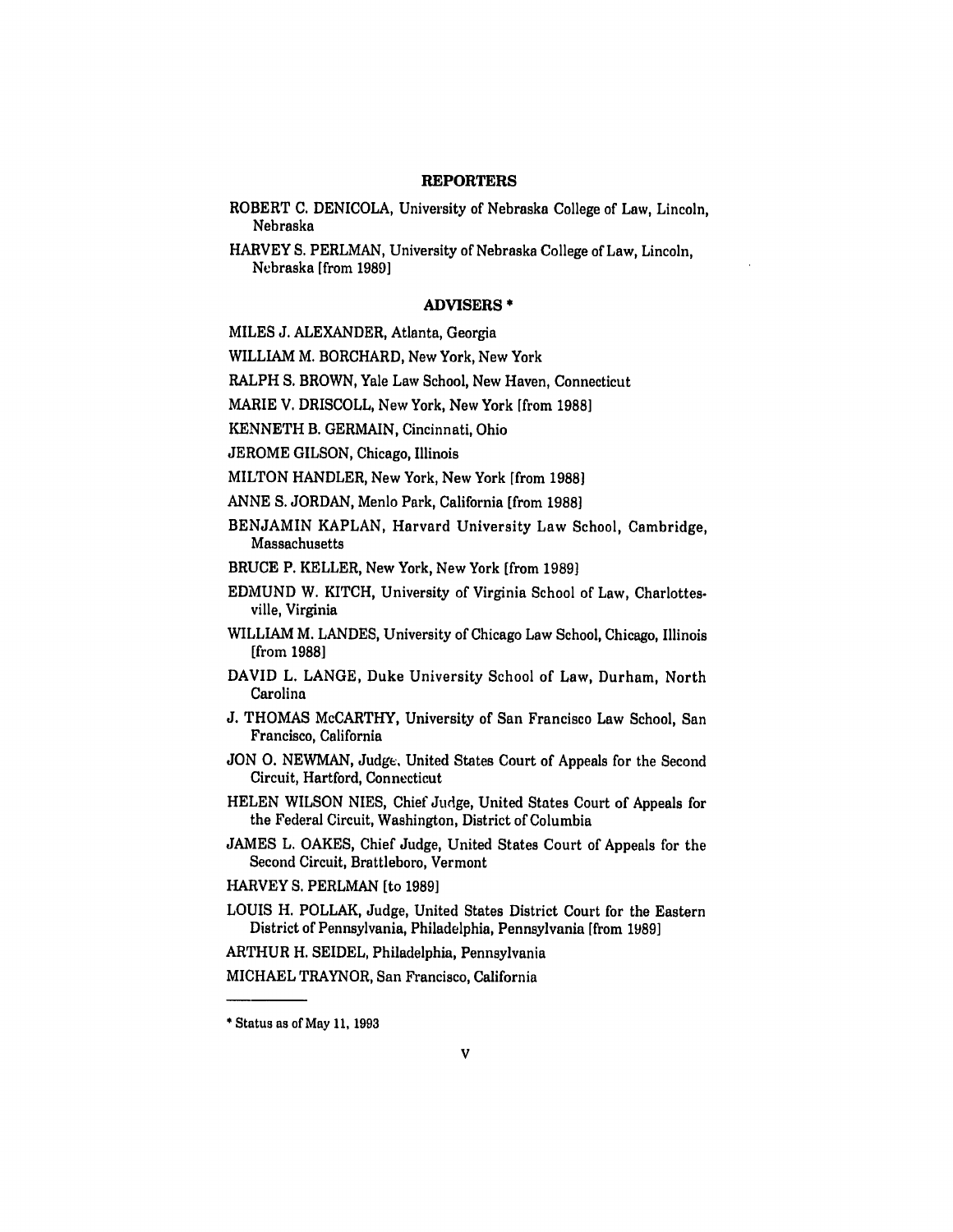## REPORTERS

ROBERT C. DENICOLA, University of Nebraska College of Law, Lincoln, Nebraska

HARVEY S. PERLMAN, University of Nebraska College of Law, Lincoln, Nebraska [from 1989]

## ADVISERS *

MILES J. ALEXANDER, Atlanta, Georgia

WILLIAM M. BORCHARD, New York, New York

RALPH S. BROWN, Yale Law School, New Haven, Connecticut

MARIE V. DRISCOLL, New York, New York [from 1988]

KENNETH B. GERMAIN, Cincinnati, Ohio

JEROME GILSON, Chicago, Illinois

MILTON HANDLER, New York, New York [from 1988]

ANNE S. JORDAN, Menlo Park, California [from 1988]

BENJAMIN KAPLAN, Harvard University Law School, Cambridge, Massachusetts

BRUCE P. KELLER, New York, New York [from 1989]

EDMUND W. KITCH, University of Virginia School of Law, Charlottesville, Virginia

WILLIAM M. LANDES, University of Chicago Law School, Chicago, Illinois [from 1988]

DAVID L. LANGE, Duke University School of Law, Durham, North Carolina

J. THOMAS McCARTHY, University of San Francisco Law School, San Francisco, California

JON O. NEWMAN, Judge, United States Court of Appeals for the Second Circuit, Hartford, Connecticut

HELEN WILSON NIES, Chief Judge, United States Court of Appeals for the Federal Circuit, Washington, District of Columbia

JAMES L. OAKES, Chief Judge, United States Court of Appeals for the Second Circuit, Brattleboro, Vermont

HARVEY S. PERLMAN [to 1989]

LOUIS H. POLLAK, Judge, United States District Court for the Eastern District of Pennsylvania, Philadelphia, Pennsylvania [from 1989]

ARTHUR H. SEIDEL, Philadelphia, Pennsylvania

MICHAEL TRAYNOR, San Francisco, California

---

* Status as of May 11, 1993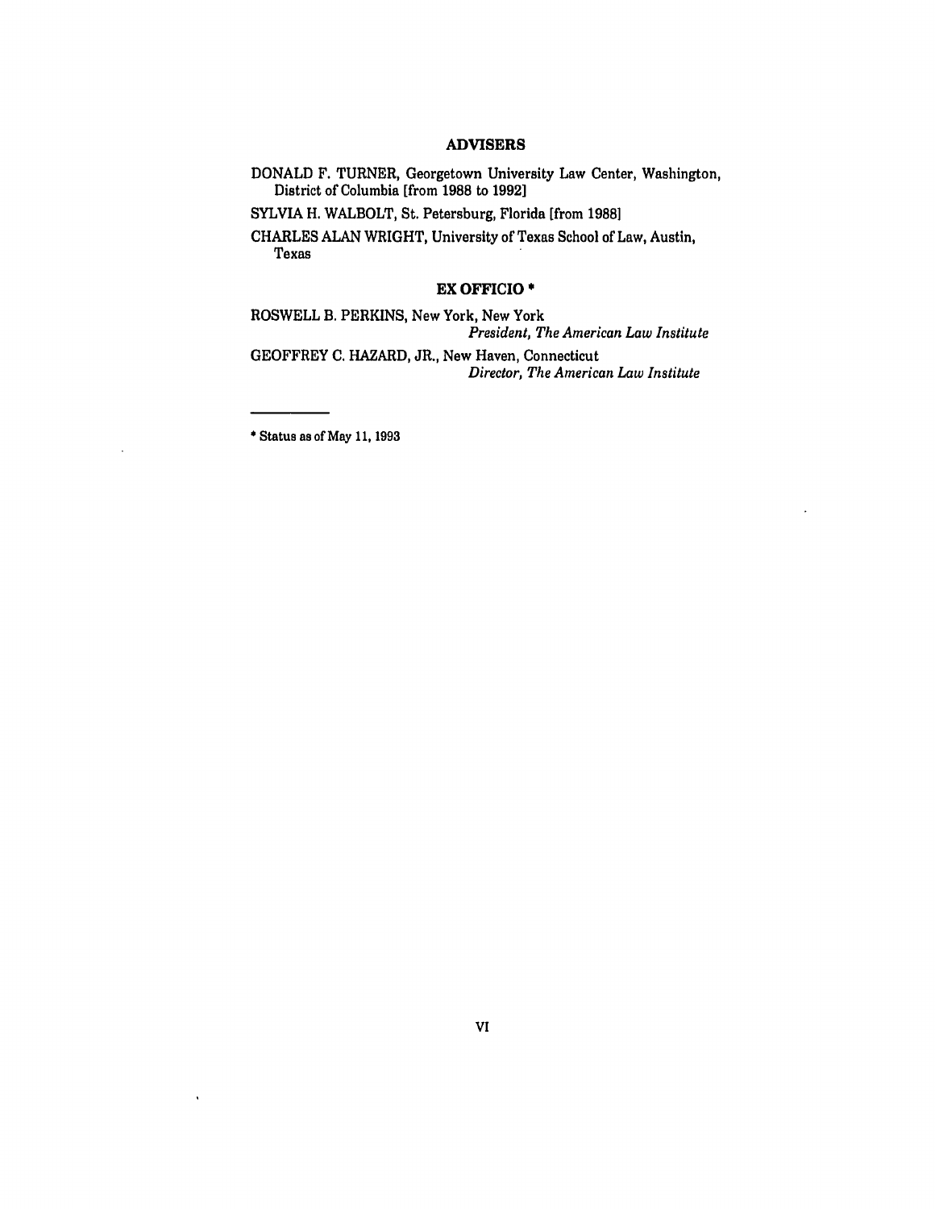## ADVISERS

DONALD F. TURNER, Georgetown University Law Center, Washington, District of Columbia [from 1988 to 1992]

SYLVIA H. WALBOLT, St. Petersburg, Florida [from 1988]

CHARLES ALAN WRIGHT, University of Texas School of Law, Austin, Texas

## EX OFFICIO *

ROSWELL B. PERKINS, New York, New York
*President, The American Law Institute*

GEOFFREY C. HAZARD, JR., New Haven, Connecticut
*Director, The American Law Institute*

---

* Status as of May 11, 1993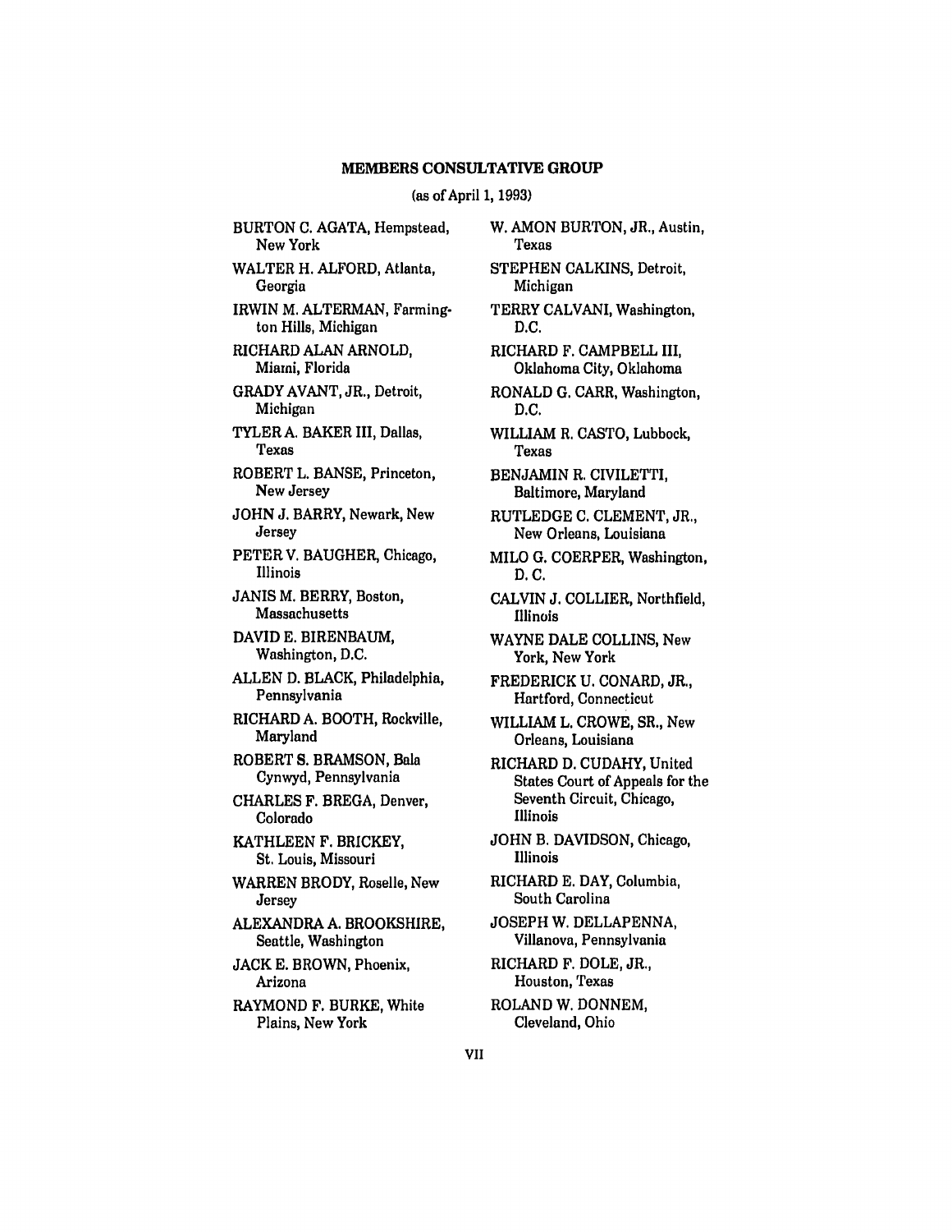## MEMBERS CONSULTATIVE GROUP

(as of April 1, 1993)

BURTON C. AGATA, Hempstead, New York

WALTER H. ALFORD, Atlanta, Georgia

IRWIN M. ALTERMAN, Farmington Hills, Michigan

RICHARD ALAN ARNOLD, Miami, Florida

GRADY AVANT, JR., Detroit, Michigan

TYLER A. BAKER III, Dallas, Texas

ROBERT L. BANSE, Princeton, New Jersey

JOHN J. BARRY, Newark, New Jersey

PETER V. BAUGHER, Chicago, Illinois

JANIS M. BERRY, Boston, Massachusetts

DAVID E. BIRENBAUM, Washington, D.C.

ALLEN D. BLACK, Philadelphia, Pennsylvania

RICHARD A. BOOTH, Rockville, Maryland

ROBERT S. BRAMSON, Bala Cynwyd, Pennsylvania

CHARLES F. BREGA, Denver, Colorado

KATHLEEN F. BRICKEY, St. Louis, Missouri

WARREN BRODY, Roselle, New Jersey

ALEXANDRA A. BROOKSHIRE, Seattle, Washington

JACK E. BROWN, Phoenix, Arizona

RAYMOND F. BURKE, White Plains, New York

W. AMON BURTON, JR., Austin, Texas

STEPHEN CALKINS, Detroit, Michigan

TERRY CALVANI, Washington, D.C.

RICHARD F. CAMPBELL III, Oklahoma City, Oklahoma

RONALD G. CARR, Washington, D.C.

WILLIAM R. CASTO, Lubbock, Texas

BENJAMIN R. CIVILETTI, Baltimore, Maryland

RUTLEDGE C. CLEMENT, JR., New Orleans, Louisiana

MILO G. COERPER, Washington, D. C.

CALVIN J. COLLIER, Northfield, Illinois

WAYNE DALE COLLINS, New York, New York

FREDERICK U. CONARD, JR., Hartford, Connecticut

WILLIAM L. CROWE, SR., New Orleans, Louisiana

RICHARD D. CUDAHY, United States Court of Appeals for the Seventh Circuit, Chicago, Illinois

JOHN B. DAVIDSON, Chicago, Illinois

RICHARD E. DAY, Columbia, South Carolina

JOSEPH W. DELLAPENNA, Villanova, Pennsylvania

RICHARD F. DOLE, JR., Houston, Texas

ROLAND W. DONNEM, Cleveland, Ohio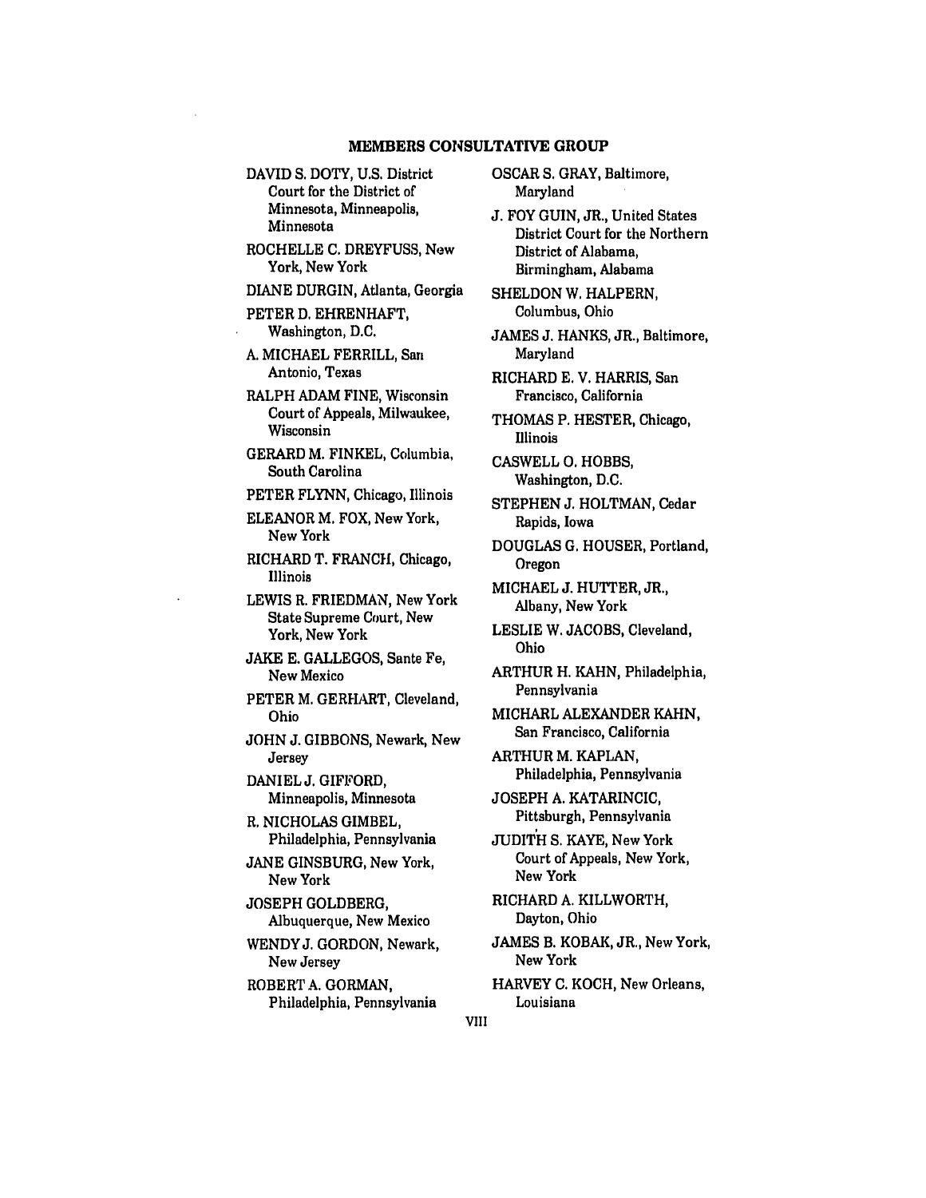## MEMBERS CONSULTATIVE GROUP

DAVID S. DOTY, U.S. District Court for the District of Minnesota, Minneapolis, Minnesota

ROCHELLE C. DREYFUSS, New York, New York

DIANE DURGIN, Atlanta, Georgia

PETER D. EHRENHAFT, Washington, D.C.

A. MICHAEL FERRILL, San Antonio, Texas

RALPH ADAM FINE, Wisconsin Court of Appeals, Milwaukee, Wisconsin

GERARD M. FINKEL, Columbia, South Carolina

PETER FLYNN, Chicago, Illinois

ELEANOR M. FOX, New York, New York

RICHARD T. FRANCH, Chicago, Illinois

LEWIS R. FRIEDMAN, New York State Supreme Court, New York, New York

JAKE E. GALLEGOS, Sante Fe, New Mexico

PETER M. GERHART, Cleveland, Ohio

JOHN J. GIBBONS, Newark, New Jersey

DANIEL J. GIFFORD, Minneapolis, Minnesota

R. NICHOLAS GIMBEL, Philadelphia, Pennsylvania

JANE GINSBURG, New York, New York

JOSEPH GOLDBERG, Albuquerque, New Mexico

WENDY J. GORDON, Newark, New Jersey

ROBERT A. GORMAN, Philadelphia, Pennsylvania

OSCAR S. GRAY, Baltimore, Maryland

J. FOY GUIN, JR., United States District Court for the Northern District of Alabama, Birmingham, Alabama

SHELDON W. HALPERN, Columbus, Ohio

JAMES J. HANKS, JR., Baltimore, Maryland

RICHARD E. V. HARRIS, San Francisco, California

THOMAS P. HESTER, Chicago, Illinois

CASWELL O. HOBBS, Washington, D.C.

STEPHEN J. HOLTMAN, Cedar Rapids, Iowa

DOUGLAS G. HOUSER, Portland, Oregon

MICHAEL J. HUTTER, JR., Albany, New York

LESLIE W. JACOBS, Cleveland, Ohio

ARTHUR H. KAHN, Philadelphia, Pennsylvania

MICHARL ALEXANDER KAHN, San Francisco, California

ARTHUR M. KAPLAN, Philadelphia, Pennsylvania

JOSEPH A. KATARINCIC, Pittsburgh, Pennsylvania

JUDITH S. KAYE, New York Court of Appeals, New York, New York

RICHARD A. KILLWORTH, Dayton, Ohio

JAMES B. KOBAK, JR., New York, New York

HARVEY C. KOCH, New Orleans, Louisiana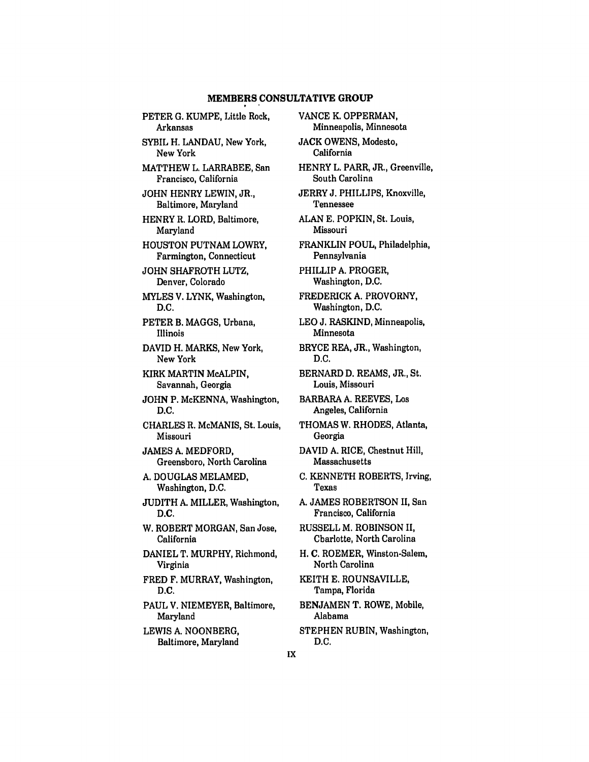## MEMBERS CONSULTATIVE GROUP

PETER G. KUMPE, Little Rock, Arkansas

SYBIL H. LANDAU, New York, New York

MATTHEW L. LARRABEE, San Francisco, California

JOHN HENRY LEWIN, JR., Baltimore, Maryland

HENRY R. LORD, Baltimore, Maryland

HOUSTON PUTNAM LOWRY, Farmington, Connecticut

JOHN SHAFROTH LUTZ, Denver, Colorado

MYLES V. LYNK, Washington, D.C.

PETER B. MAGGS, Urbana, Illinois

DAVID H. MARKS, New York, New York

KIRK MARTIN McALPIN, Savannah, Georgia

JOHN P. McKENNA, Washington, D.C.

CHARLES R. McMANIS, St. Louis, Missouri

JAMES A. MEDFORD, Greensboro, North Carolina

A. DOUGLAS MELAMED, Washington, D.C.

JUDITH A. MILLER, Washington, D.C.

W. ROBERT MORGAN, San Jose, California

DANIEL T. MURPHY, Richmond, Virginia

FRED F. MURRAY, Washington, D.C.

PAUL V. NIEMEYER, Baltimore, Maryland

LEWIS A. NOONBERG, Baltimore, Maryland

VANCE K. OPPERMAN, Minneapolis, Minnesota

JACK OWENS, Modesto, California

HENRY L. PARR, JR., Greenville, South Carolina

JERRY J. PHILLIPS, Knoxville, Tennessee

ALAN E. POPKIN, St. Louis, Missouri

FRANKLIN POUL, Philadelphia, Pennsylvania

PHILLIP A. PROGER, Washington, D.C.

FREDERICK A. PROVORNY, Washington, D.C.

LEO J. RASKIND, Minneapolis, Minnesota

BRYCE REA, JR., Washington, D.C.

BERNARD D. REAMS, JR., St. Louis, Missouri

BARBARA A. REEVES, Los Angeles, California

THOMAS W. RHODES, Atlanta, Georgia

DAVID A. RICE, Chestnut Hill, Massachusetts

C. KENNETH ROBERTS, Irving, Texas

A. JAMES ROBERTSON II, San Francisco, California

RUSSELL M. ROBINSON II, Charlotte, North Carolina

H. C. ROEMER, Winston-Salem, North Carolina

KEITH E. ROUNSAVILLE, Tampa, Florida

BENJAMEN T. ROWE, Mobile, Alabama

STEPHEN RUBIN, Washington, D.C.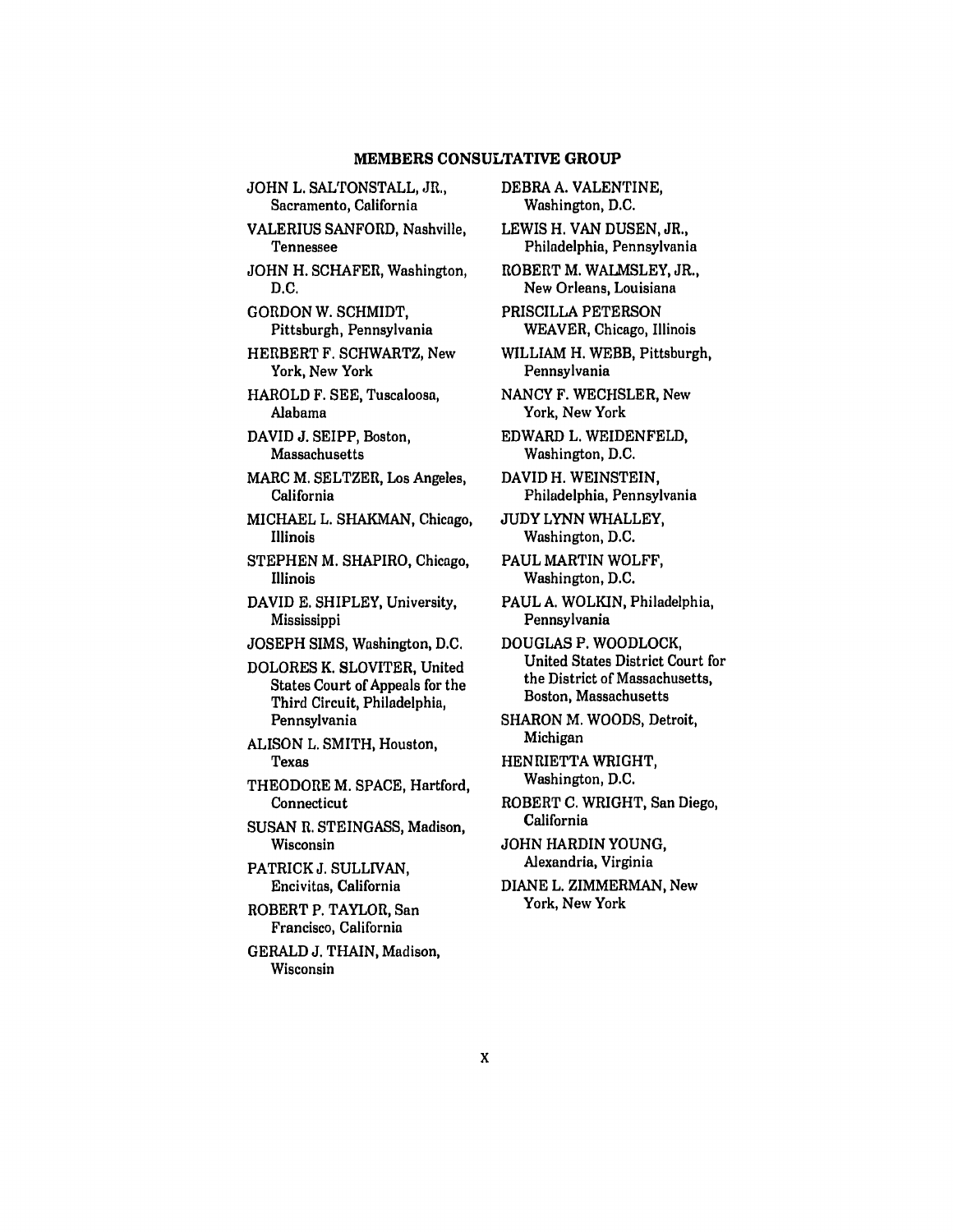## MEMBERS CONSULTATIVE GROUP

JOHN L. SALTONSTALL, JR., Sacramento, California

VALERIUS SANFORD, Nashville, Tennessee

JOHN H. SCHAFER, Washington, D.C.

GORDON W. SCHMIDT, Pittsburgh, Pennsylvania

HERBERT F. SCHWARTZ, New York, New York

HAROLD F. SEE, Tuscaloosa, Alabama

DAVID J. SEIPP, Boston, Massachusetts

MARC M. SELTZER, Los Angeles, California

MICHAEL L. SHAKMAN, Chicago, Illinois

STEPHEN M. SHAPIRO, Chicago, Illinois

DAVID E. SHIPLEY, University, Mississippi

JOSEPH SIMS, Washington, D.C.

DOLORES K. SLOVITER, United States Court of Appeals for the Third Circuit, Philadelphia, Pennsylvania

ALISON L. SMITH, Houston, Texas

THEODORE M. SPACE, Hartford, Connecticut

SUSAN R. STEINGASS, Madison, Wisconsin

PATRICK J. SULLIVAN, Encivitas, California

ROBERT P. TAYLOR, San Francisco, California

GERALD J. THAIN, Madison, Wisconsin

DEBRA A. VALENTINE, Washington, D.C.

LEWIS H. VAN DUSEN, JR., Philadelphia, Pennsylvania

ROBERT M. WALMSLEY, JR., New Orleans, Louisiana

PRISCILLA PETERSON WEAVER, Chicago, Illinois

WILLIAM H. WEBB, Pittsburgh, Pennsylvania

NANCY F. WECHSLER, New York, New York

EDWARD L. WEIDENFELD, Washington, D.C.

DAVID H. WEINSTEIN, Philadelphia, Pennsylvania

JUDY LYNN WHALLEY, Washington, D.C.

PAUL MARTIN WOLFF, Washington, D.C.

PAUL A. WOLKIN, Philadelphia, Pennsylvania

DOUGLAS P. WOODLOCK, United States District Court for the District of Massachusetts, Boston, Massachusetts

SHARON M. WOODS, Detroit, Michigan

HENRIETTA WRIGHT, Washington, D.C.

ROBERT C. WRIGHT, San Diego, California

JOHN HARDIN YOUNG, Alexandria, Virginia

DIANE L. ZIMMERMAN, New York, New York